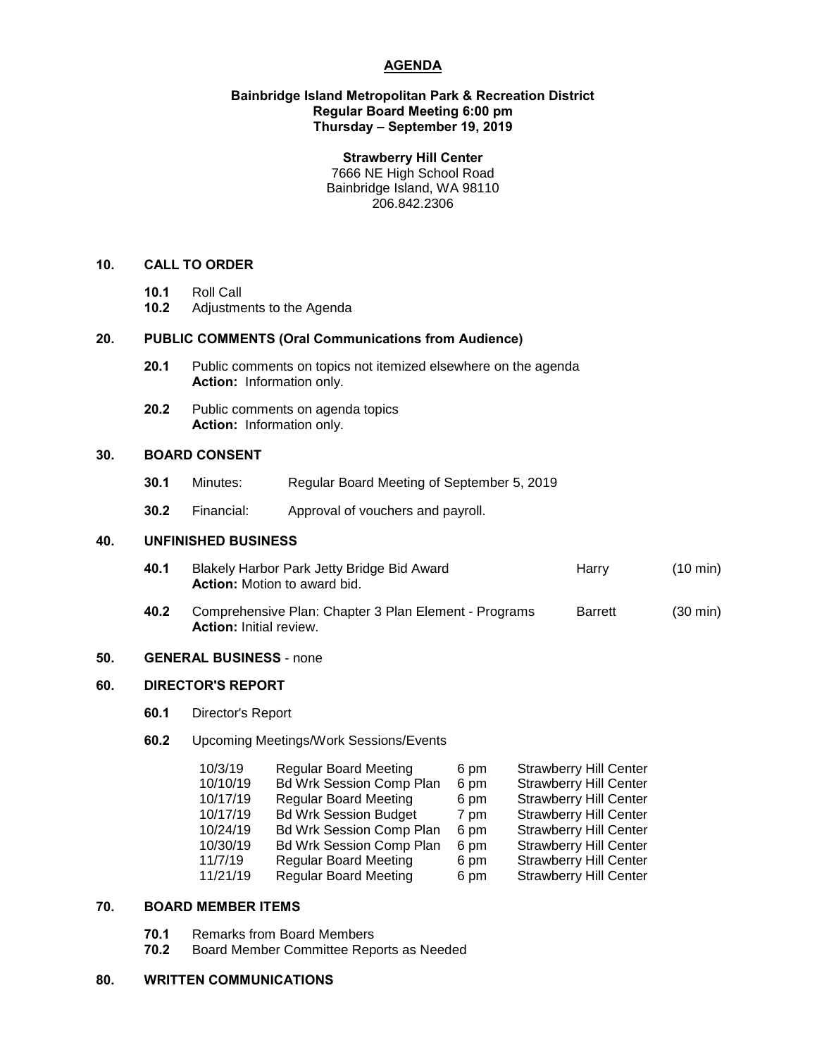# AGENDA

**Bainbridge Island Metropolitan Park & Recreation District**
**Regular Board Meeting 6:00 pm**
**Thursday – September 19, 2019**

**Strawberry Hill Center**
7666 NE High School Road
Bainbridge Island, WA 98110
206.842.2306

## 10. CALL TO ORDER

- **10.1** Roll Call
- **10.2** Adjustments to the Agenda

## 20. PUBLIC COMMENTS (Oral Communications from Audience)

- **20.1** Public comments on topics not itemized elsewhere on the agenda
  **Action:** Information only.
- **20.2** Public comments on agenda topics
  **Action:** Information only.

## 30. BOARD CONSENT

- **30.1** Minutes: Regular Board Meeting of September 5, 2019
- **30.2** Financial: Approval of vouchers and payroll.

## 40. UNFINISHED BUSINESS

- **40.1** Blakely Harbor Park Jetty Bridge Bid Award — Harry (10 min)
  **Action:** Motion to award bid.
- **40.2** Comprehensive Plan: Chapter 3 Plan Element - Programs — Barrett (30 min)
  **Action:** Initial review.

## 50. GENERAL BUSINESS - none

## 60. DIRECTOR'S REPORT

- **60.1** Director's Report
- **60.2** Upcoming Meetings/Work Sessions/Events

| Date | Meeting | Time | Location |
|---|---|---|---|
| 10/3/19 | Regular Board Meeting | 6 pm | Strawberry Hill Center |
| 10/10/19 | Bd Wrk Session Comp Plan | 6 pm | Strawberry Hill Center |
| 10/17/19 | Regular Board Meeting | 6 pm | Strawberry Hill Center |
| 10/17/19 | Bd Wrk Session Budget | 7 pm | Strawberry Hill Center |
| 10/24/19 | Bd Wrk Session Comp Plan | 6 pm | Strawberry Hill Center |
| 10/30/19 | Bd Wrk Session Comp Plan | 6 pm | Strawberry Hill Center |
| 11/7/19 | Regular Board Meeting | 6 pm | Strawberry Hill Center |
| 11/21/19 | Regular Board Meeting | 6 pm | Strawberry Hill Center |

## 70. BOARD MEMBER ITEMS

- **70.1** Remarks from Board Members
- **70.2** Board Member Committee Reports as Needed

## 80. WRITTEN COMMUNICATIONS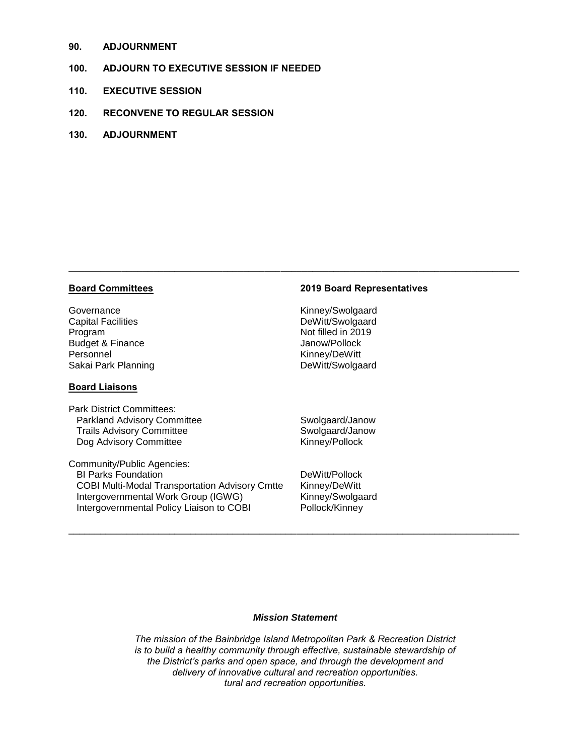**90. ADJOURNMENT**

**100. ADJOURN TO EXECUTIVE SESSION IF NEEDED**

**110. EXECUTIVE SESSION**

**120. RECONVENE TO REGULAR SESSION**

**130. ADJOURNMENT**

---

| **Board Committees** | **2019 Board Representatives** |
| --- | --- |
| Governance | Kinney/Swolgaard |
| Capital Facilities | DeWitt/Swolgaard |
| Program | Not filled in 2019 |
| Budget & Finance | Janow/Pollock |
| Personnel | Kinney/DeWitt |
| Sakai Park Planning | DeWitt/Swolgaard |

**Board Liaisons**

| | |
| --- | --- |
| Park District Committees: | |
| Parkland Advisory Committee | Swolgaard/Janow |
| Trails Advisory Committee | Swolgaard/Janow |
| Dog Advisory Committee | Kinney/Pollock |
| Community/Public Agencies: | |
| BI Parks Foundation | DeWitt/Pollock |
| COBI Multi-Modal Transportation Advisory Cmtte | Kinney/DeWitt |
| Intergovernmental Work Group (IGWG) | Kinney/Swolgaard |
| Intergovernmental Policy Liaison to COBI | Pollock/Kinney |

---

***Mission Statement***

*The mission of the Bainbridge Island Metropolitan Park & Recreation District is to build a healthy community through effective, sustainable stewardship of the District's parks and open space, and through the development and delivery of innovative cultural and recreation opportunities. tural and recreation opportunities.*